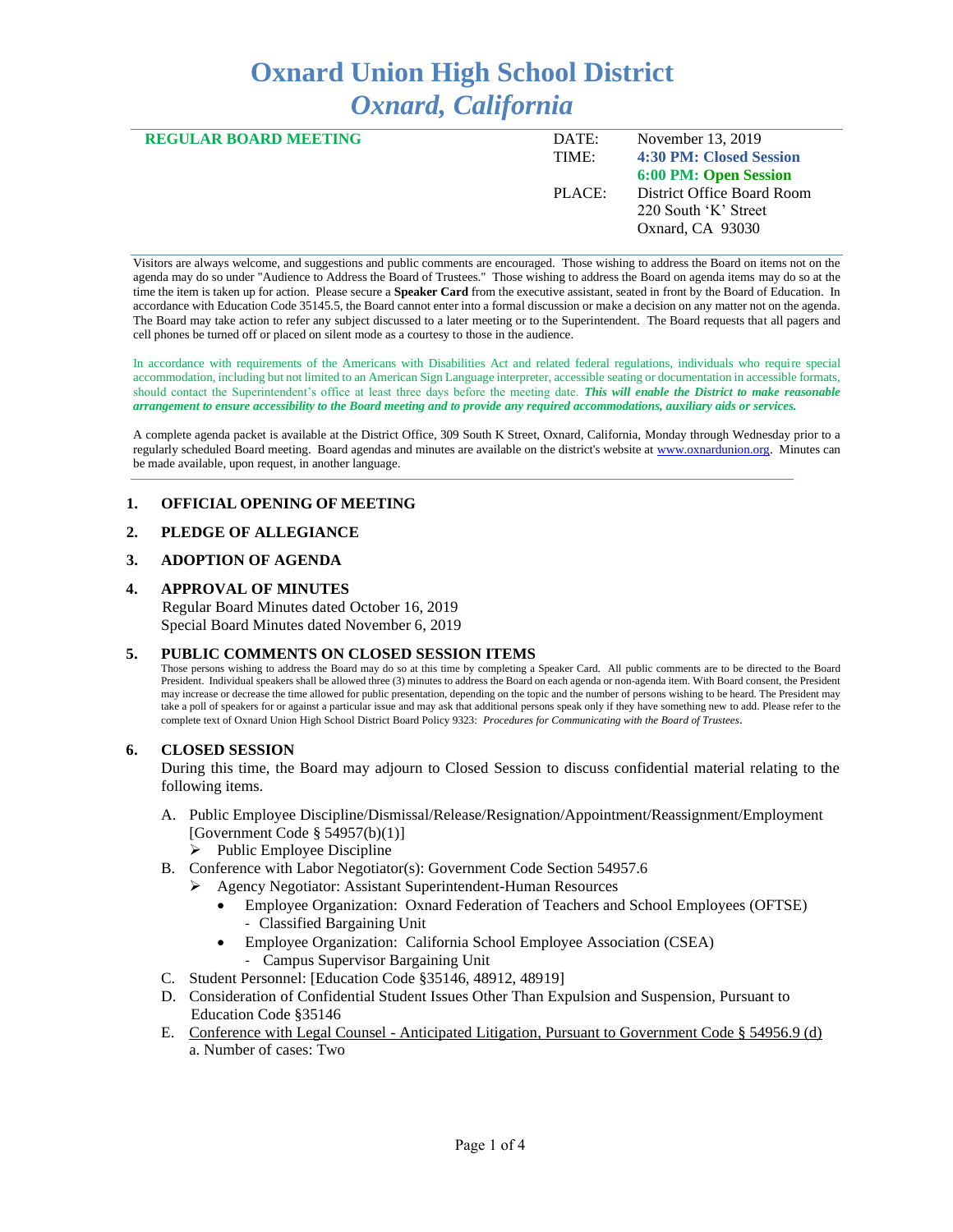# Oxnard Union High School District
## *Oxnard, California*

| **REGULAR BOARD MEETING** | DATE: | November 13, 2019 |
|---|---|---|
| | TIME: | **4:30 PM: Closed Session** |
| | | **6:00 PM: Open Session** |
| | PLACE: | District Office Board Room |
| | | 220 South 'K' Street |
| | | Oxnard, CA 93030 |

Visitors are always welcome, and suggestions and public comments are encouraged. Those wishing to address the Board on items not on the agenda may do so under "Audience to Address the Board of Trustees." Those wishing to address the Board on agenda items may do so at the time the item is taken up for action. Please secure a **Speaker Card** from the executive assistant, seated in front by the Board of Education. In accordance with Education Code 35145.5, the Board cannot enter into a formal discussion or make a decision on any matter not on the agenda. The Board may take action to refer any subject discussed to a later meeting or to the Superintendent. The Board requests that all pagers and cell phones be turned off or placed on silent mode as a courtesy to those in the audience.

In accordance with requirements of the Americans with Disabilities Act and related federal regulations, individuals who require special accommodation, including but not limited to an American Sign Language interpreter, accessible seating or documentation in accessible formats, should contact the Superintendent's office at least three days before the meeting date. ***This will enable the District to make reasonable arrangement to ensure accessibility to the Board meeting and to provide any required accommodations, auxiliary aids or services.***

A complete agenda packet is available at the District Office, 309 South K Street, Oxnard, California, Monday through Wednesday prior to a regularly scheduled Board meeting. Board agendas and minutes are available on the district's website at www.oxnardunion.org. Minutes can be made available, upon request, in another language.

---

1. **OFFICIAL OPENING OF MEETING**

2. **PLEDGE OF ALLEGIANCE**

3. **ADOPTION OF AGENDA**

4. **APPROVAL OF MINUTES**
   Regular Board Minutes dated October 16, 2019
   Special Board Minutes dated November 6, 2019

5. **PUBLIC COMMENTS ON CLOSED SESSION ITEMS**
   Those persons wishing to address the Board may do so at this time by completing a Speaker Card. All public comments are to be directed to the Board President. Individual speakers shall be allowed three (3) minutes to address the Board on each agenda or non-agenda item. With Board consent, the President may increase or decrease the time allowed for public presentation, depending on the topic and the number of persons wishing to be heard. The President may take a poll of speakers for or against a particular issue and may ask that additional persons speak only if they have something new to add. Please refer to the complete text of Oxnard Union High School District Board Policy 9323: *Procedures for Communicating with the Board of Trustees*.

6. **CLOSED SESSION**
   During this time, the Board may adjourn to Closed Session to discuss confidential material relating to the following items.

   A. Public Employee Discipline/Dismissal/Release/Resignation/Appointment/Reassignment/Employment [Government Code § 54957(b)(1)]
      - Public Employee Discipline

   B. Conference with Labor Negotiator(s): Government Code Section 54957.6
      - Agency Negotiator: Assistant Superintendent-Human Resources
        - Employee Organization: Oxnard Federation of Teachers and School Employees (OFTSE)
          - Classified Bargaining Unit
        - Employee Organization: California School Employee Association (CSEA)
          - Campus Supervisor Bargaining Unit

   C. Student Personnel: [Education Code §35146, 48912, 48919]

   D. Consideration of Confidential Student Issues Other Than Expulsion and Suspension, Pursuant to Education Code §35146

   E. Conference with Legal Counsel - Anticipated Litigation, Pursuant to Government Code § 54956.9 (d)
      a. Number of cases: Two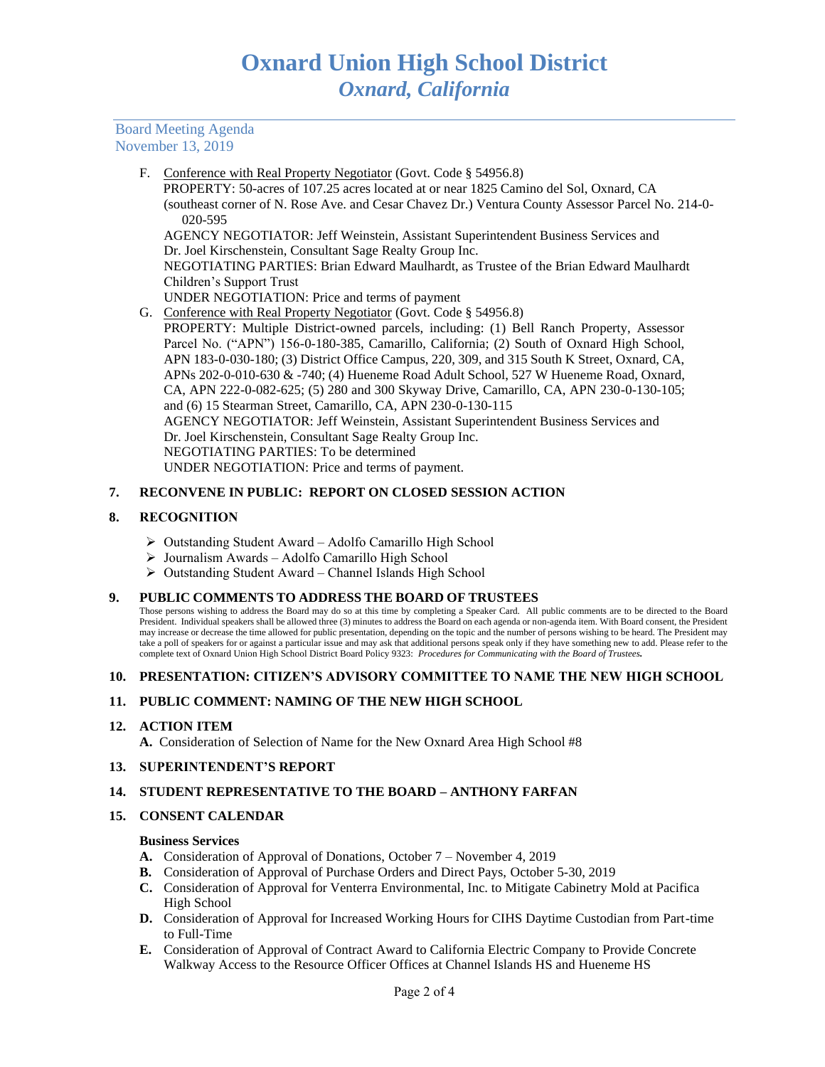F. Conference with Real Property Negotiator (Govt. Code § 54956.8)
PROPERTY: 50-acres of 107.25 acres located at or near 1825 Camino del Sol, Oxnard, CA (southeast corner of N. Rose Ave. and Cesar Chavez Dr.) Ventura County Assessor Parcel No. 214-0-020-595
AGENCY NEGOTIATOR: Jeff Weinstein, Assistant Superintendent Business Services and Dr. Joel Kirschenstein, Consultant Sage Realty Group Inc.
NEGOTIATING PARTIES: Brian Edward Maulhardt, as Trustee of the Brian Edward Maulhardt Children's Support Trust
UNDER NEGOTIATION: Price and terms of payment

G. Conference with Real Property Negotiator (Govt. Code § 54956.8)
PROPERTY: Multiple District-owned parcels, including: (1) Bell Ranch Property, Assessor Parcel No. ("APN") 156-0-180-385, Camarillo, California; (2) South of Oxnard High School, APN 183-0-030-180; (3) District Office Campus, 220, 309, and 315 South K Street, Oxnard, CA, APNs 202-0-010-630 & -740; (4) Hueneme Road Adult School, 527 W Hueneme Road, Oxnard, CA, APN 222-0-082-625; (5) 280 and 300 Skyway Drive, Camarillo, CA, APN 230-0-130-105; and (6) 15 Stearman Street, Camarillo, CA, APN 230-0-130-115
AGENCY NEGOTIATOR: Jeff Weinstein, Assistant Superintendent Business Services and Dr. Joel Kirschenstein, Consultant Sage Realty Group Inc.
NEGOTIATING PARTIES: To be determined
UNDER NEGOTIATION: Price and terms of payment.

## 7. RECONVENE IN PUBLIC: REPORT ON CLOSED SESSION ACTION

## 8. RECOGNITION

- Outstanding Student Award – Adolfo Camarillo High School
- Journalism Awards – Adolfo Camarillo High School
- Outstanding Student Award – Channel Islands High School

## 9. PUBLIC COMMENTS TO ADDRESS THE BOARD OF TRUSTEES

Those persons wishing to address the Board may do so at this time by completing a Speaker Card. All public comments are to be directed to the Board President. Individual speakers shall be allowed three (3) minutes to address the Board on each agenda or non-agenda item. With Board consent, the President may increase or decrease the time allowed for public presentation, depending on the topic and the number of persons wishing to be heard. The President may take a poll of speakers for or against a particular issue and may ask that additional persons speak only if they have something new to add. Please refer to the complete text of Oxnard Union High School District Board Policy 9323: ***Procedures for Communicating with the Board of Trustees.***

## 10. PRESENTATION: CITIZEN'S ADVISORY COMMITTEE TO NAME THE NEW HIGH SCHOOL

## 11. PUBLIC COMMENT: NAMING OF THE NEW HIGH SCHOOL

## 12. ACTION ITEM

**A.** Consideration of Selection of Name for the New Oxnard Area High School #8

## 13. SUPERINTENDENT'S REPORT

## 14. STUDENT REPRESENTATIVE TO THE BOARD – ANTHONY FARFAN

## 15. CONSENT CALENDAR

**Business Services**

**A.** Consideration of Approval of Donations, October 7 – November 4, 2019
**B.** Consideration of Approval of Purchase Orders and Direct Pays, October 5-30, 2019
**C.** Consideration of Approval for Venterra Environmental, Inc. to Mitigate Cabinetry Mold at Pacifica High School
**D.** Consideration of Approval for Increased Working Hours for CIHS Daytime Custodian from Part-time to Full-Time
**E.** Consideration of Approval of Contract Award to California Electric Company to Provide Concrete Walkway Access to the Resource Officer Offices at Channel Islands HS and Hueneme HS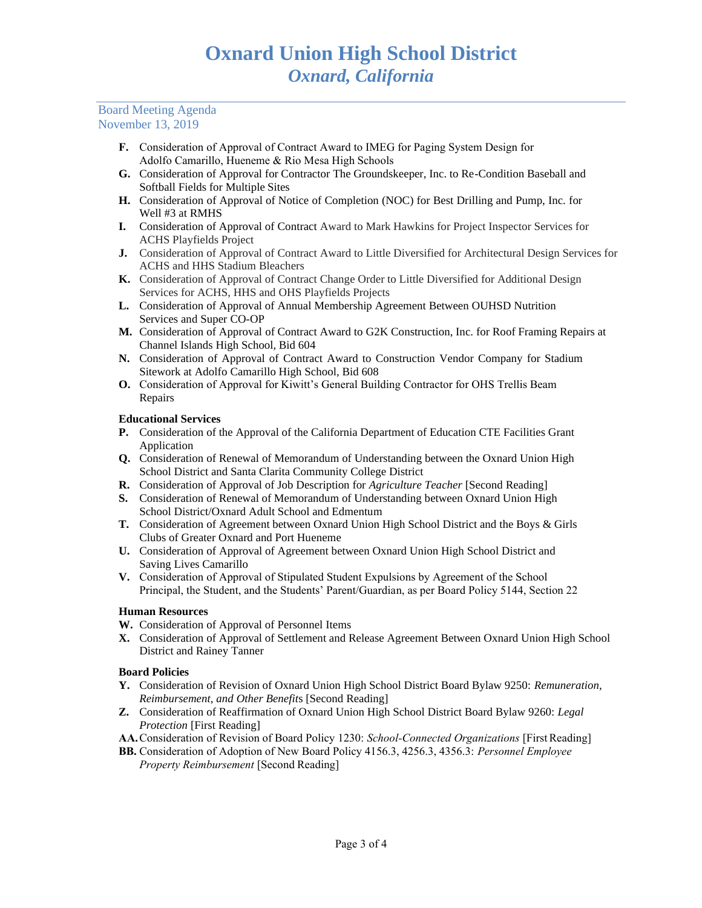# Oxnard Union High School District
## *Oxnard, California*

Board Meeting Agenda
November 13, 2019

- **F.** Consideration of Approval of Contract Award to IMEG for Paging System Design for Adolfo Camarillo, Hueneme & Rio Mesa High Schools
- **G.** Consideration of Approval for Contractor The Groundskeeper, Inc. to Re-Condition Baseball and Softball Fields for Multiple Sites
- **H.** Consideration of Approval of Notice of Completion (NOC) for Best Drilling and Pump, Inc. for Well #3 at RMHS
- **I.** Consideration of Approval of Contract Award to Mark Hawkins for Project Inspector Services for ACHS Playfields Project
- **J.** Consideration of Approval of Contract Award to Little Diversified for Architectural Design Services for ACHS and HHS Stadium Bleachers
- **K.** Consideration of Approval of Contract Change Order to Little Diversified for Additional Design Services for ACHS, HHS and OHS Playfields Projects
- **L.** Consideration of Approval of Annual Membership Agreement Between OUHSD Nutrition Services and Super CO-OP
- **M.** Consideration of Approval of Contract Award to G2K Construction, Inc. for Roof Framing Repairs at Channel Islands High School, Bid 604
- **N.** Consideration of Approval of Contract Award to Construction Vendor Company for Stadium Sitework at Adolfo Camarillo High School, Bid 608
- **O.** Consideration of Approval for Kiwitt's General Building Contractor for OHS Trellis Beam Repairs

**Educational Services**

- **P.** Consideration of the Approval of the California Department of Education CTE Facilities Grant Application
- **Q.** Consideration of Renewal of Memorandum of Understanding between the Oxnard Union High School District and Santa Clarita Community College District
- **R.** Consideration of Approval of Job Description for *Agriculture Teacher* [Second Reading]
- **S.** Consideration of Renewal of Memorandum of Understanding between Oxnard Union High School District/Oxnard Adult School and Edmentum
- **T.** Consideration of Agreement between Oxnard Union High School District and the Boys & Girls Clubs of Greater Oxnard and Port Hueneme
- **U.** Consideration of Approval of Agreement between Oxnard Union High School District and Saving Lives Camarillo
- **V.** Consideration of Approval of Stipulated Student Expulsions by Agreement of the School Principal, the Student, and the Students' Parent/Guardian, as per Board Policy 5144, Section 22

**Human Resources**

- **W.** Consideration of Approval of Personnel Items
- **X.** Consideration of Approval of Settlement and Release Agreement Between Oxnard Union High School District and Rainey Tanner

**Board Policies**

- **Y.** Consideration of Revision of Oxnard Union High School District Board Bylaw 9250: *Remuneration, Reimbursement, and Other Benefits* [Second Reading]
- **Z.** Consideration of Reaffirmation of Oxnard Union High School District Board Bylaw 9260: *Legal Protection* [First Reading]
- **AA.** Consideration of Revision of Board Policy 1230: *School-Connected Organizations* [First Reading]
- **BB.** Consideration of Adoption of New Board Policy 4156.3, 4256.3, 4356.3: *Personnel Employee Property Reimbursement* [Second Reading]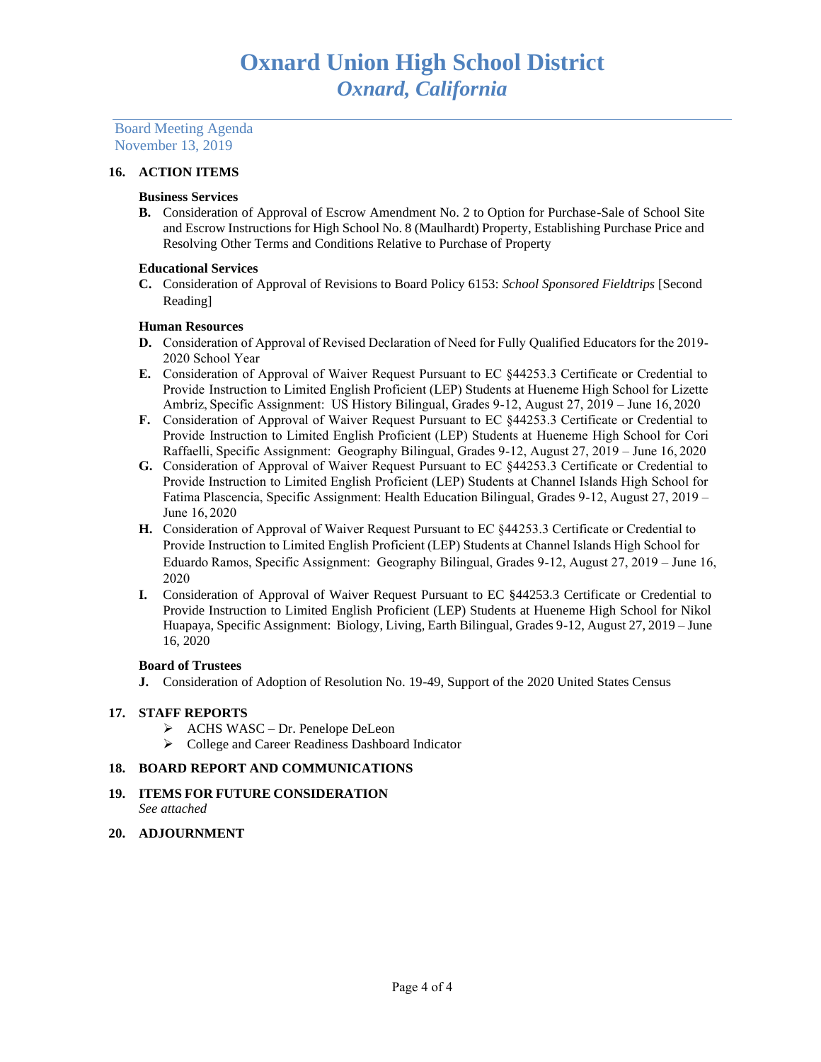# Oxnard Union High School District
## *Oxnard, California*

Board Meeting Agenda
November 13, 2019

**16. ACTION ITEMS**

**Business Services**

**B.** Consideration of Approval of Escrow Amendment No. 2 to Option for Purchase-Sale of School Site and Escrow Instructions for High School No. 8 (Maulhardt) Property, Establishing Purchase Price and Resolving Other Terms and Conditions Relative to Purchase of Property

**Educational Services**

**C.** Consideration of Approval of Revisions to Board Policy 6153: *School Sponsored Fieldtrips* [Second Reading]

**Human Resources**

**D.** Consideration of Approval of Revised Declaration of Need for Fully Qualified Educators for the 2019-2020 School Year

**E.** Consideration of Approval of Waiver Request Pursuant to EC §44253.3 Certificate or Credential to Provide Instruction to Limited English Proficient (LEP) Students at Hueneme High School for Lizette Ambriz, Specific Assignment: US History Bilingual, Grades 9-12, August 27, 2019 – June 16, 2020

**F.** Consideration of Approval of Waiver Request Pursuant to EC §44253.3 Certificate or Credential to Provide Instruction to Limited English Proficient (LEP) Students at Hueneme High School for Cori Raffaelli, Specific Assignment: Geography Bilingual, Grades 9-12, August 27, 2019 – June 16, 2020

**G.** Consideration of Approval of Waiver Request Pursuant to EC §44253.3 Certificate or Credential to Provide Instruction to Limited English Proficient (LEP) Students at Channel Islands High School for Fatima Plascencia, Specific Assignment: Health Education Bilingual, Grades 9-12, August 27, 2019 – June 16, 2020

**H.** Consideration of Approval of Waiver Request Pursuant to EC §44253.3 Certificate or Credential to Provide Instruction to Limited English Proficient (LEP) Students at Channel Islands High School for Eduardo Ramos, Specific Assignment: Geography Bilingual, Grades 9-12, August 27, 2019 – June 16, 2020

**I.** Consideration of Approval of Waiver Request Pursuant to EC §44253.3 Certificate or Credential to Provide Instruction to Limited English Proficient (LEP) Students at Hueneme High School for Nikol Huapaya, Specific Assignment: Biology, Living, Earth Bilingual, Grades 9-12, August 27, 2019 – June 16, 2020

**Board of Trustees**

**J.** Consideration of Adoption of Resolution No. 19-49, Support of the 2020 United States Census

**17. STAFF REPORTS**

- ACHS WASC – Dr. Penelope DeLeon
- College and Career Readiness Dashboard Indicator

**18. BOARD REPORT AND COMMUNICATIONS**

**19. ITEMS FOR FUTURE CONSIDERATION**
*See attached*

**20. ADJOURNMENT**